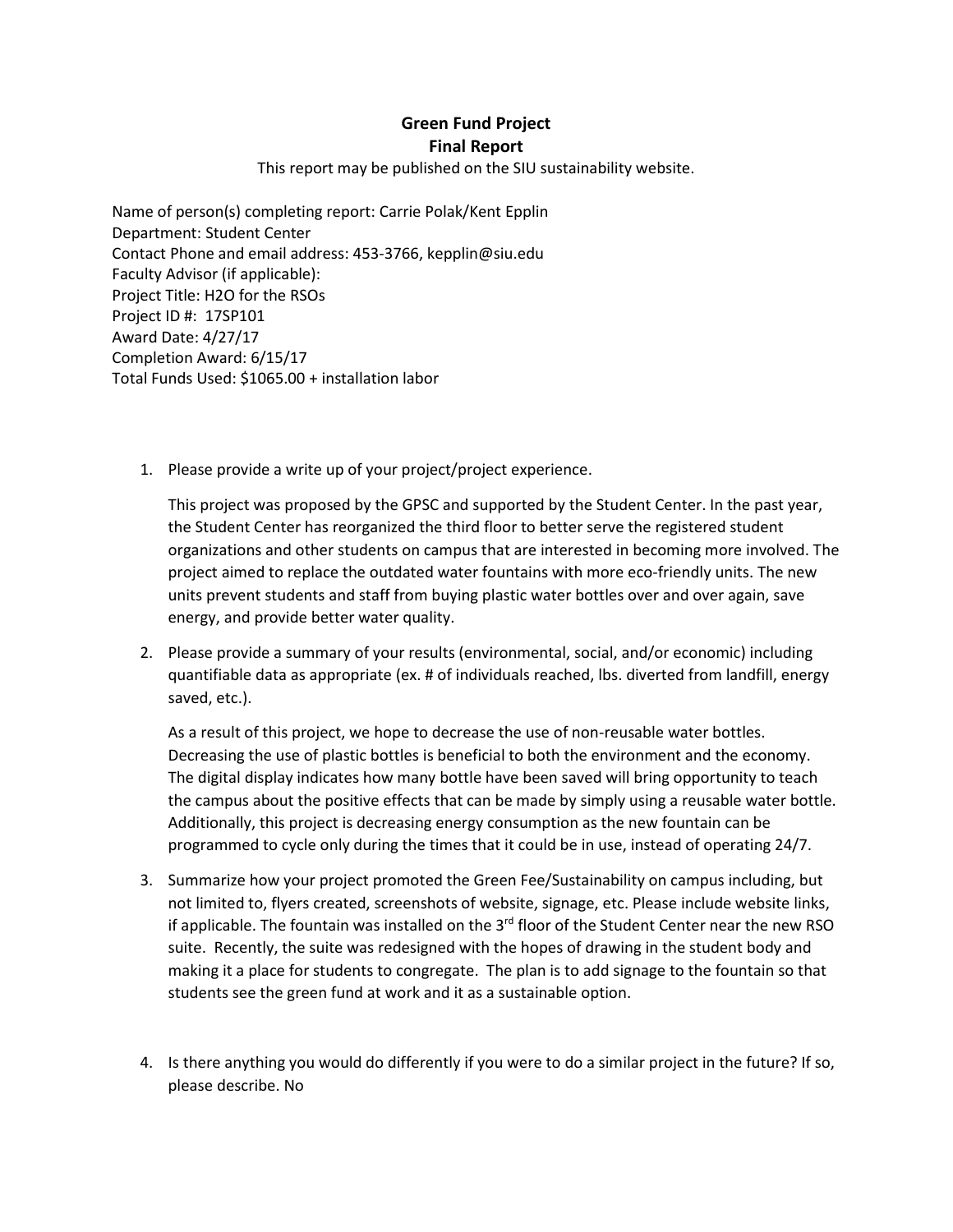# Green Fund Project
## Final Report

This report may be published on the SIU sustainability website.

Name of person(s) completing report: Carrie Polak/Kent Epplin
Department: Student Center
Contact Phone and email address: 453-3766, kepplin@siu.edu
Faculty Advisor (if applicable):
Project Title: H2O for the RSOs
Project ID #: 17SP101
Award Date: 4/27/17
Completion Award: 6/15/17
Total Funds Used: $1065.00 + installation labor

1. Please provide a write up of your project/project experience.

   This project was proposed by the GPSC and supported by the Student Center. In the past year, the Student Center has reorganized the third floor to better serve the registered student organizations and other students on campus that are interested in becoming more involved. The project aimed to replace the outdated water fountains with more eco-friendly units. The new units prevent students and staff from buying plastic water bottles over and over again, save energy, and provide better water quality.

2. Please provide a summary of your results (environmental, social, and/or economic) including quantifiable data as appropriate (ex. # of individuals reached, lbs. diverted from landfill, energy saved, etc.).

   As a result of this project, we hope to decrease the use of non-reusable water bottles. Decreasing the use of plastic bottles is beneficial to both the environment and the economy. The digital display indicates how many bottle have been saved will bring opportunity to teach the campus about the positive effects that can be made by simply using a reusable water bottle. Additionally, this project is decreasing energy consumption as the new fountain can be programmed to cycle only during the times that it could be in use, instead of operating 24/7.

3. Summarize how your project promoted the Green Fee/Sustainability on campus including, but not limited to, flyers created, screenshots of website, signage, etc. Please include website links, if applicable. The fountain was installed on the 3rd floor of the Student Center near the new RSO suite. Recently, the suite was redesigned with the hopes of drawing in the student body and making it a place for students to congregate. The plan is to add signage to the fountain so that students see the green fund at work and it as a sustainable option.

4. Is there anything you would do differently if you were to do a similar project in the future? If so, please describe. No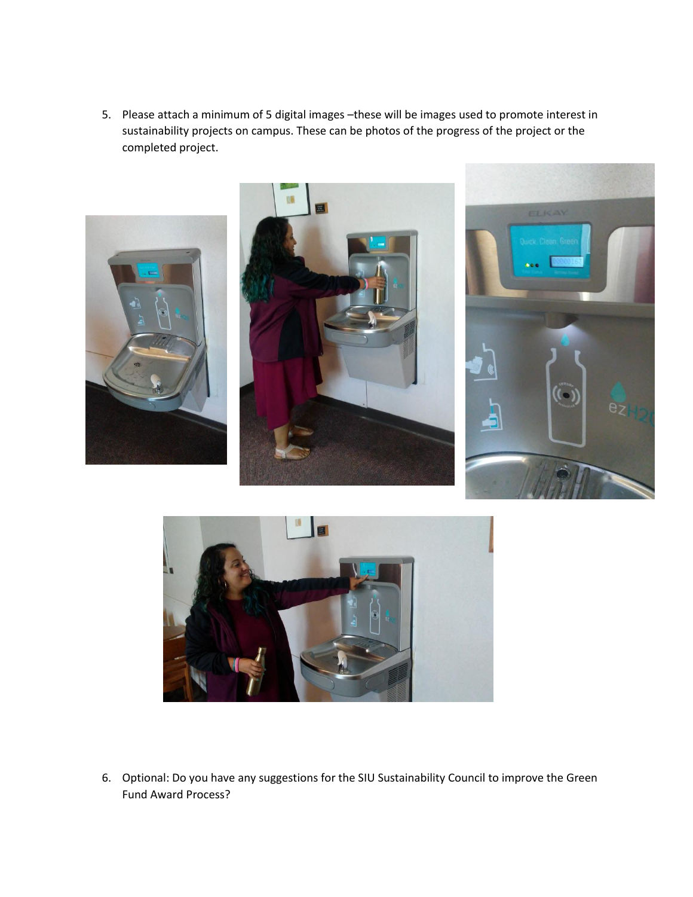5. Please attach a minimum of 5 digital images –these will be images used to promote interest in sustainability projects on campus. These can be photos of the progress of the project or the completed project.

6. Optional: Do you have any suggestions for the SIU Sustainability Council to improve the Green Fund Award Process?